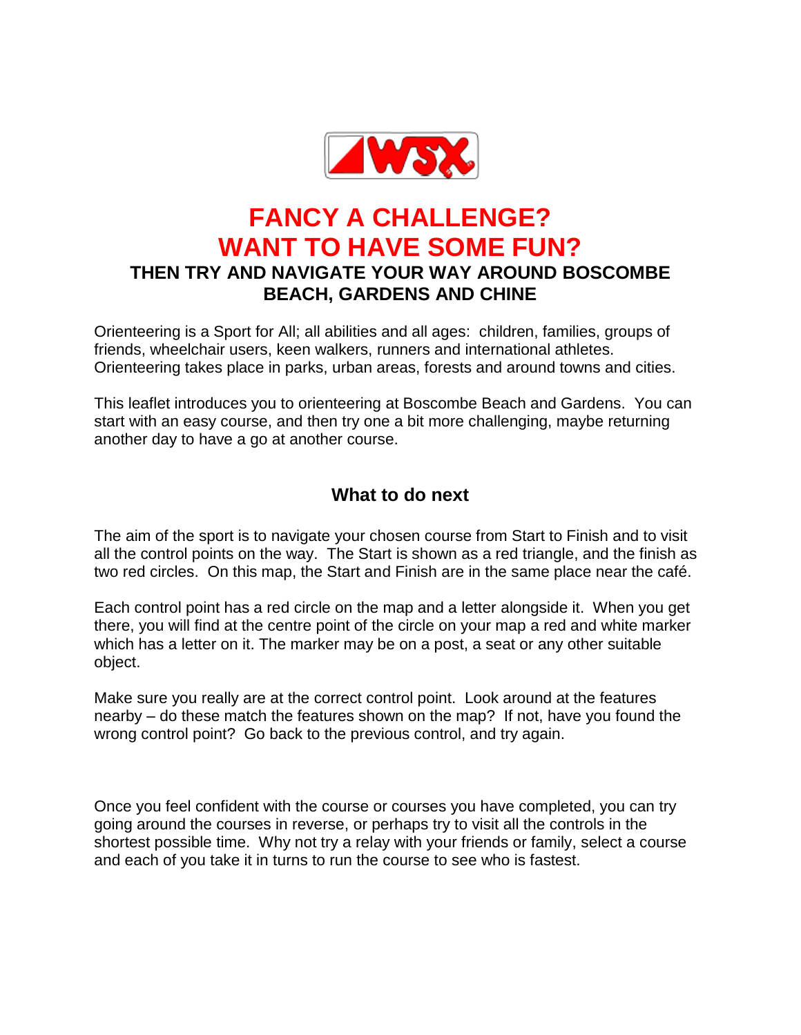# FANCY A CHALLENGE?
# WANT TO HAVE SOME FUN?

## THEN TRY AND NAVIGATE YOUR WAY AROUND BOSCOMBE BEACH, GARDENS AND CHINE

Orienteering is a Sport for All; all abilities and all ages: children, families, groups of friends, wheelchair users, keen walkers, runners and international athletes. Orienteering takes place in parks, urban areas, forests and around towns and cities.

This leaflet introduces you to orienteering at Boscombe Beach and Gardens. You can start with an easy course, and then try one a bit more challenging, maybe returning another day to have a go at another course.

### What to do next

The aim of the sport is to navigate your chosen course from Start to Finish and to visit all the control points on the way. The Start is shown as a red triangle, and the finish as two red circles. On this map, the Start and Finish are in the same place near the café.

Each control point has a red circle on the map and a letter alongside it. When you get there, you will find at the centre point of the circle on your map a red and white marker which has a letter on it. The marker may be on a post, a seat or any other suitable object.

Make sure you really are at the correct control point. Look around at the features nearby – do these match the features shown on the map? If not, have you found the wrong control point? Go back to the previous control, and try again.

Once you feel confident with the course or courses you have completed, you can try going around the courses in reverse, or perhaps try to visit all the controls in the shortest possible time. Why not try a relay with your friends or family, select a course and each of you take it in turns to run the course to see who is fastest.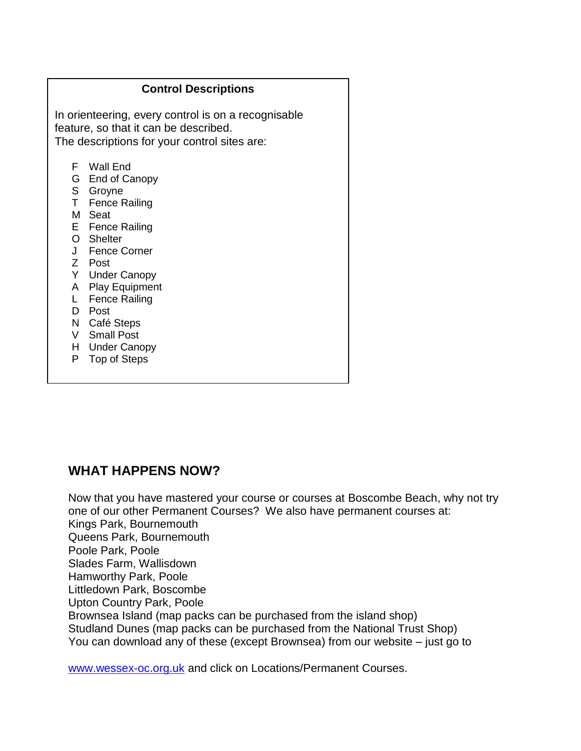### Control Descriptions

In orienteering, every control is on a recognisable feature, so that it can be described.
The descriptions for your control sites are:

F Wall End
G End of Canopy
S Groyne
T Fence Railing
M Seat
E Fence Railing
O Shelter
J Fence Corner
Z Post
Y Under Canopy
A Play Equipment
L Fence Railing
D Post
N Café Steps
V Small Post
H Under Canopy
P Top of Steps

## WHAT HAPPENS NOW?

Now that you have mastered your course or courses at Boscombe Beach, why not try one of our other Permanent Courses? We also have permanent courses at:
Kings Park, Bournemouth
Queens Park, Bournemouth
Poole Park, Poole
Slades Farm, Wallisdown
Hamworthy Park, Poole
Littledown Park, Boscombe
Upton Country Park, Poole
Brownsea Island (map packs can be purchased from the island shop)
Studland Dunes (map packs can be purchased from the National Trust Shop)
You can download any of these (except Brownsea) from our website – just go to

[www.wessex-oc.org.uk](http://www.wessex-oc.org.uk) and click on Locations/Permanent Courses.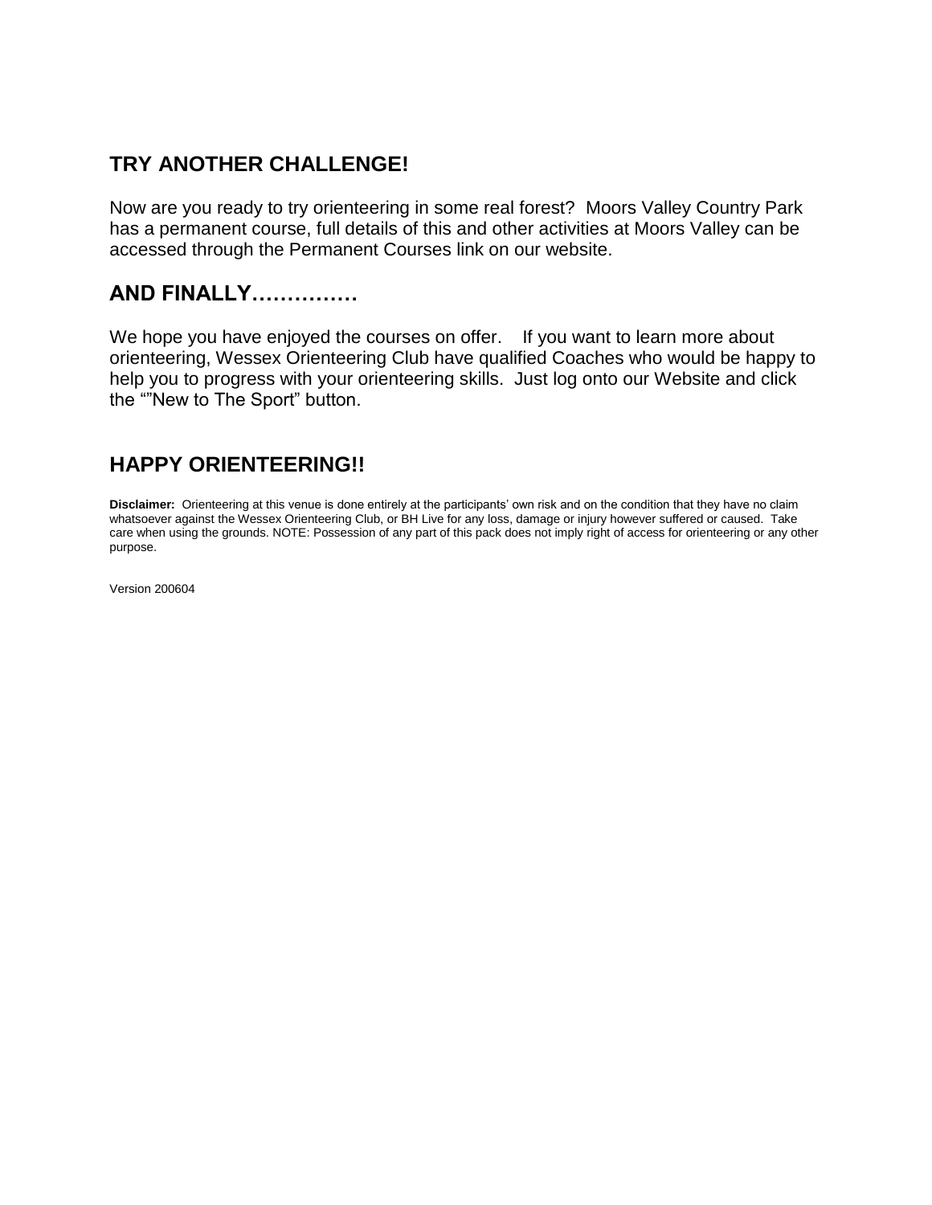## TRY ANOTHER CHALLENGE!

Now are you ready to try orienteering in some real forest? Moors Valley Country Park has a permanent course, full details of this and other activities at Moors Valley can be accessed through the Permanent Courses link on our website.

## AND FINALLY……………

We hope you have enjoyed the courses on offer. If you want to learn more about orienteering, Wessex Orienteering Club have qualified Coaches who would be happy to help you to progress with your orienteering skills. Just log onto our Website and click the ""New to The Sport" button.

## HAPPY ORIENTEERING!!

**Disclaimer:** Orienteering at this venue is done entirely at the participants' own risk and on the condition that they have no claim whatsoever against the Wessex Orienteering Club, or BH Live for any loss, damage or injury however suffered or caused. Take care when using the grounds. NOTE: Possession of any part of this pack does not imply right of access for orienteering or any other purpose.

Version 200604